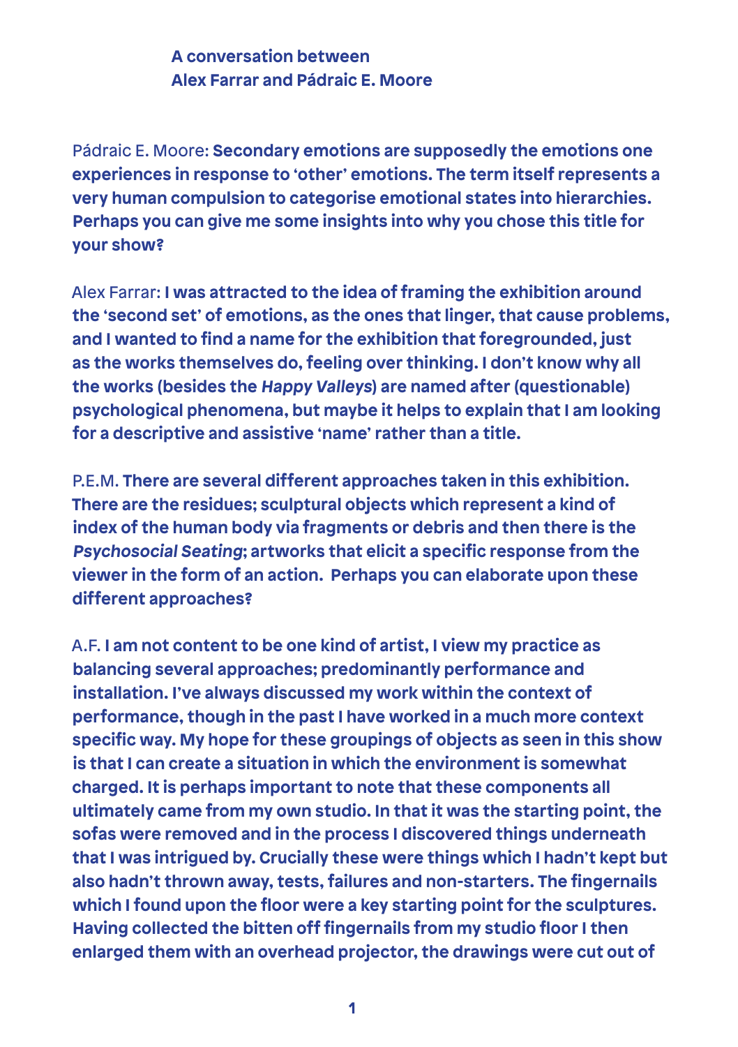**A conversation between**
**Alex Farrar and Pádraic E. Moore**

Pádraic E. Moore: **Secondary emotions are supposedly the emotions one experiences in response to 'other' emotions. The term itself represents a very human compulsion to categorise emotional states into hierarchies. Perhaps you can give me some insights into why you chose this title for your show?**

Alex Farrar: **I was attracted to the idea of framing the exhibition around the 'second set' of emotions, as the ones that linger, that cause problems, and I wanted to find a name for the exhibition that foregrounded, just as the works themselves do, feeling over thinking. I don't know why all the works (besides the *Happy Valleys*) are named after (questionable) psychological phenomena, but maybe it helps to explain that I am looking for a descriptive and assistive 'name' rather than a title.**

P.E.M. **There are several different approaches taken in this exhibition. There are the residues; sculptural objects which represent a kind of index of the human body via fragments or debris and then there is the *Psychosocial Seating*; artworks that elicit a specific response from the viewer in the form of an action. Perhaps you can elaborate upon these different approaches?**

A.F. **I am not content to be one kind of artist, I view my practice as balancing several approaches; predominantly performance and installation. I've always discussed my work within the context of performance, though in the past I have worked in a much more context specific way. My hope for these groupings of objects as seen in this show is that I can create a situation in which the environment is somewhat charged. It is perhaps important to note that these components all ultimately came from my own studio. In that it was the starting point, the sofas were removed and in the process I discovered things underneath that I was intrigued by. Crucially these were things which I hadn't kept but also hadn't thrown away, tests, failures and non-starters. The fingernails which I found upon the floor were a key starting point for the sculptures. Having collected the bitten off fingernails from my studio floor I then enlarged them with an overhead projector, the drawings were cut out of**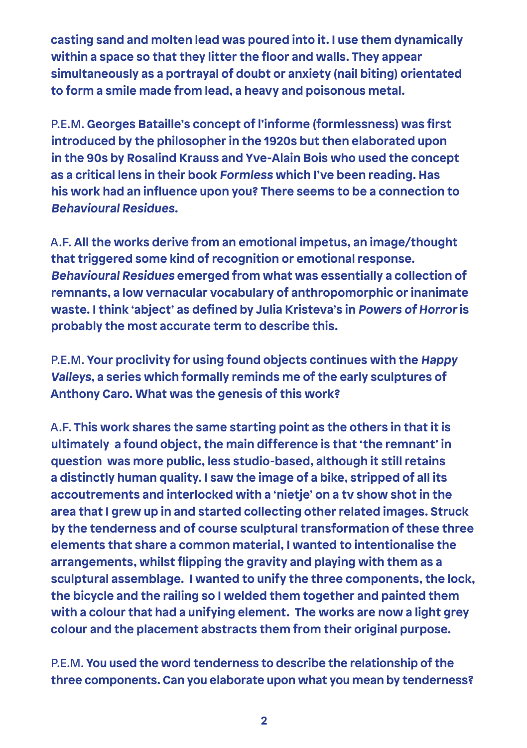**casting sand and molten lead was poured into it. I use them dynamically within a space so that they litter the floor and walls. They appear simultaneously as a portrayal of doubt or anxiety (nail biting) orientated to form a smile made from lead, a heavy and poisonous metal.**

P.E.M. **Georges Bataille's concept of l'informe (formlessness) was first introduced by the philosopher in the 1920s but then elaborated upon in the 90s by Rosalind Krauss and Yve-Alain Bois who used the concept as a critical lens in their book *Formless* which I've been reading. Has his work had an influence upon you? There seems to be a connection to *Behavioural Residues*.**

A.F. **All the works derive from an emotional impetus, an image/thought that triggered some kind of recognition or emotional response. *Behavioural Residues* emerged from what was essentially a collection of remnants, a low vernacular vocabulary of anthropomorphic or inanimate waste. I think 'abject' as defined by Julia Kristeva's in *Powers of Horror* is probably the most accurate term to describe this.**

P.E.M. **Your proclivity for using found objects continues with the *Happy Valleys*, a series which formally reminds me of the early sculptures of Anthony Caro. What was the genesis of this work?**

A.F. **This work shares the same starting point as the others in that it is ultimately a found object, the main difference is that 'the remnant' in question was more public, less studio-based, although it still retains a distinctly human quality. I saw the image of a bike, stripped of all its accoutrements and interlocked with a 'nietje' on a tv show shot in the area that I grew up in and started collecting other related images. Struck by the tenderness and of course sculptural transformation of these three elements that share a common material, I wanted to intentionalise the arrangements, whilst flipping the gravity and playing with them as a sculptural assemblage. I wanted to unify the three components, the lock, the bicycle and the railing so I welded them together and painted them with a colour that had a unifying element. The works are now a light grey colour and the placement abstracts them from their original purpose.**

P.E.M. **You used the word tenderness to describe the relationship of the three components. Can you elaborate upon what you mean by tenderness?**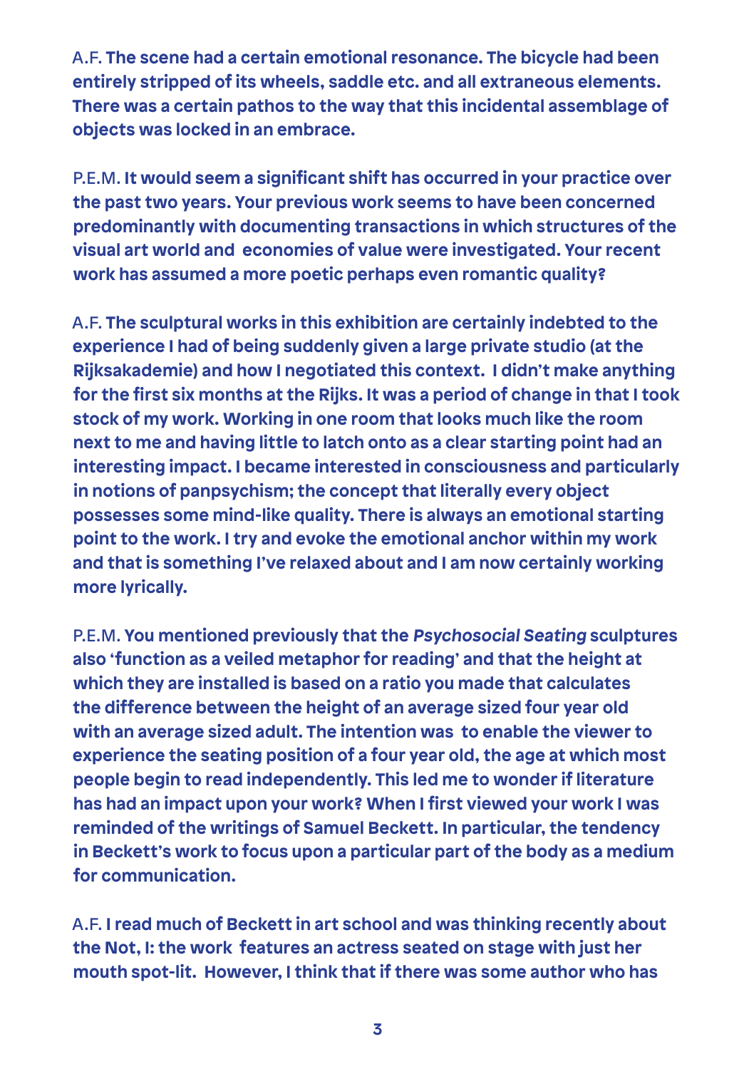A.F. **The scene had a certain emotional resonance. The bicycle had been entirely stripped of its wheels, saddle etc. and all extraneous elements. There was a certain pathos to the way that this incidental assemblage of objects was locked in an embrace.**

P.E.M. **It would seem a significant shift has occurred in your practice over the past two years. Your previous work seems to have been concerned predominantly with documenting transactions in which structures of the visual art world and economies of value were investigated. Your recent work has assumed a more poetic perhaps even romantic quality?**

A.F. **The sculptural works in this exhibition are certainly indebted to the experience I had of being suddenly given a large private studio (at the Rijksakademie) and how I negotiated this context. I didn't make anything for the first six months at the Rijks. It was a period of change in that I took stock of my work. Working in one room that looks much like the room next to me and having little to latch onto as a clear starting point had an interesting impact. I became interested in consciousness and particularly in notions of panpsychism; the concept that literally every object possesses some mind-like quality. There is always an emotional starting point to the work. I try and evoke the emotional anchor within my work and that is something I've relaxed about and I am now certainly working more lyrically.**

P.E.M. **You mentioned previously that the *Psychosocial Seating* sculptures also 'function as a veiled metaphor for reading' and that the height at which they are installed is based on a ratio you made that calculates the difference between the height of an average sized four year old with an average sized adult. The intention was to enable the viewer to experience the seating position of a four year old, the age at which most people begin to read independently. This led me to wonder if literature has had an impact upon your work? When I first viewed your work I was reminded of the writings of Samuel Beckett. In particular, the tendency in Beckett's work to focus upon a particular part of the body as a medium for communication.**

A.F. **I read much of Beckett in art school and was thinking recently about the Not, I: the work features an actress seated on stage with just her mouth spot-lit. However, I think that if there was some author who has**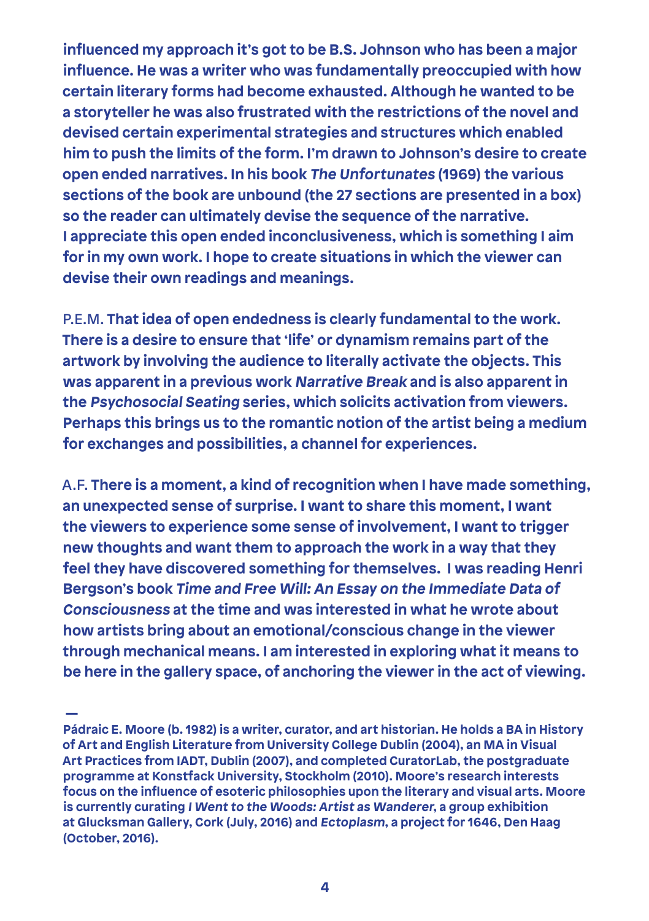**influenced my approach it's got to be B.S. Johnson who has been a major influence. He was a writer who was fundamentally preoccupied with how certain literary forms had become exhausted. Although he wanted to be a storyteller he was also frustrated with the restrictions of the novel and devised certain experimental strategies and structures which enabled him to push the limits of the form. I'm drawn to Johnson's desire to create open ended narratives. In his book *The Unfortunates* (1969) the various sections of the book are unbound (the 27 sections are presented in a box) so the reader can ultimately devise the sequence of the narrative. I appreciate this open ended inconclusiveness, which is something I aim for in my own work. I hope to create situations in which the viewer can devise their own readings and meanings.**

P.E.M. **That idea of open endedness is clearly fundamental to the work. There is a desire to ensure that 'life' or dynamism remains part of the artwork by involving the audience to literally activate the objects. This was apparent in a previous work *Narrative Break* and is also apparent in the *Psychosocial Seating* series, which solicits activation from viewers. Perhaps this brings us to the romantic notion of the artist being a medium for exchanges and possibilities, a channel for experiences.**

A.F. **There is a moment, a kind of recognition when I have made something, an unexpected sense of surprise. I want to share this moment, I want the viewers to experience some sense of involvement, I want to trigger new thoughts and want them to approach the work in a way that they feel they have discovered something for themselves. I was reading Henri Bergson's book *Time and Free Will: An Essay on the Immediate Data of Consciousness* at the time and was interested in what he wrote about how artists bring about an emotional/conscious change in the viewer through mechanical means. I am interested in exploring what it means to be here in the gallery space, of anchoring the viewer in the act of viewing.**

—

**Pádraic E. Moore (b. 1982) is a writer, curator, and art historian. He holds a BA in History of Art and English Literature from University College Dublin (2004), an MA in Visual Art Practices from IADT, Dublin (2007), and completed CuratorLab, the postgraduate programme at Konstfack University, Stockholm (2010). Moore's research interests focus on the influence of esoteric philosophies upon the literary and visual arts. Moore is currently curating *I Went to the Woods: Artist as Wanderer*, a group exhibition at Glucksman Gallery, Cork (July, 2016) and *Ectoplasm*, a project for 1646, Den Haag (October, 2016).**